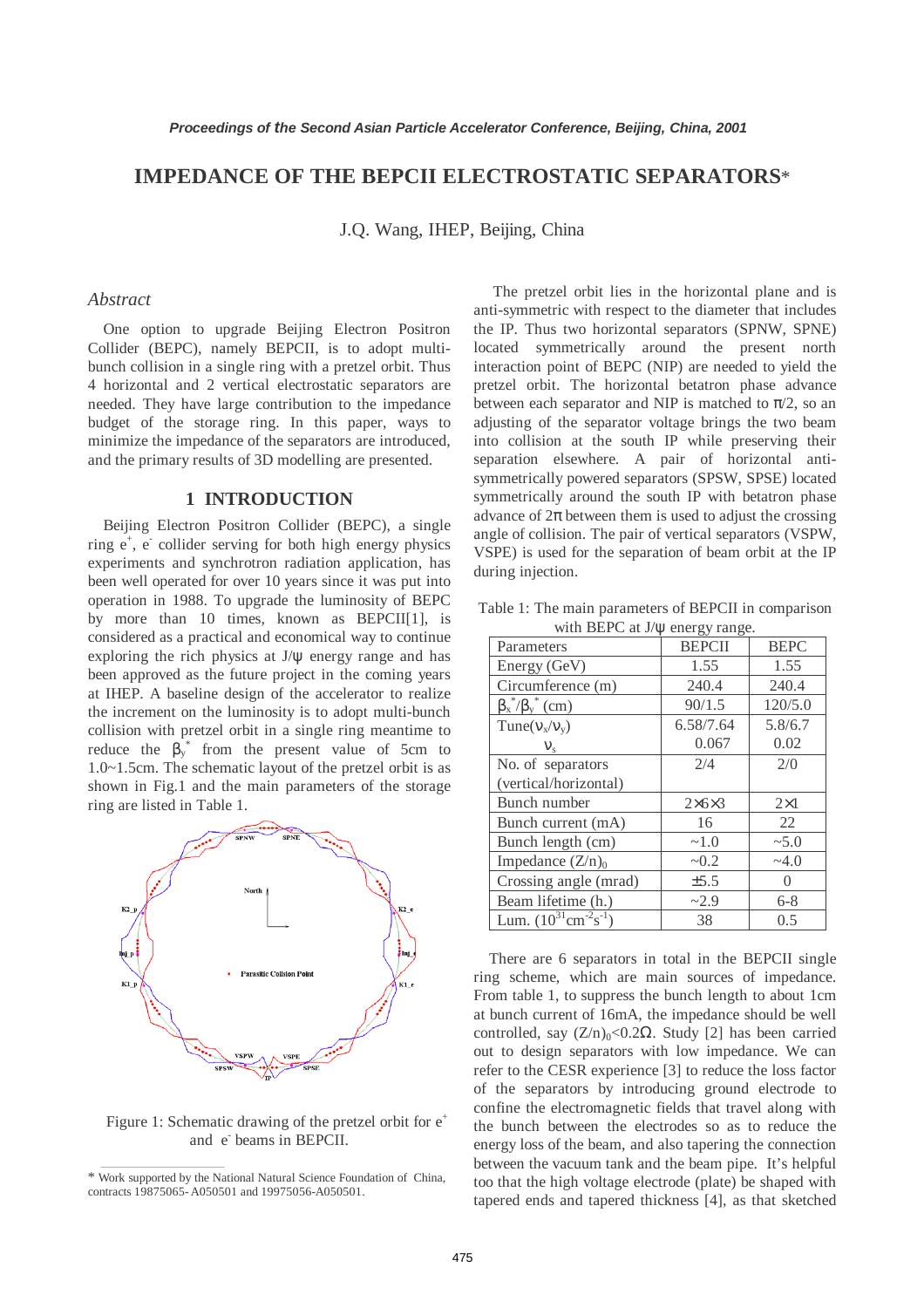# IMPEDANCE OF THE BEPCII ELECTROSTATIC SEPARATORS*

J.Q. Wang, IHEP, Beijing, China

## *Abstract*

One option to upgrade Beijing Electron Positron Collider (BEPC), namely BEPCII, is to adopt multi-bunch collision in a single ring with a pretzel orbit. Thus 4 horizontal and 2 vertical electrostatic separators are needed. They have large contribution to the impedance budget of the storage ring. In this paper, ways to minimize the impedance of the separators are introduced, and the primary results of 3D modelling are presented.

## 1 INTRODUCTION

Beijing Electron Positron Collider (BEPC), a single ring $e^+$, $e^-$ collider serving for both high energy physics experiments and synchrotron radiation application, has been well operated for over 10 years since it was put into operation in 1988. To upgrade the luminosity of BEPC by more than 10 times, known as BEPCII[1], is considered as a practical and economical way to continue exploring the rich physics at J/ψ energy range and has been approved as the future project in the coming years at IHEP. A baseline design of the accelerator to realize the increment on the luminosity is to adopt multi-bunch collision with pretzel orbit in a single ring meantime to reduce the $\beta_y^*$ from the present value of 5cm to 1.0~1.5cm. The schematic layout of the pretzel orbit is as shown in Fig.1 and the main parameters of the storage ring are listed in Table 1.

Figure 1: Schematic drawing of the pretzel orbit for $e^+$ and $e^-$ beams in BEPCII.

The pretzel orbit lies in the horizontal plane and is anti-symmetric with respect to the diameter that includes the IP. Thus two horizontal separators (SPNW, SPNE) located symmetrically around the present north interaction point of BEPC (NIP) are needed to yield the pretzel orbit. The horizontal betatron phase advance between each separator and NIP is matched to π/2, so an adjusting of the separator voltage brings the two beam into collision at the south IP while preserving their separation elsewhere. A pair of horizontal anti-symmetrically powered separators (SPSW, SPSE) located symmetrically around the south IP with betatron phase advance of 2π between them is used to adjust the crossing angle of collision. The pair of vertical separators (VSPW, VSPE) is used for the separation of beam orbit at the IP during injection.

Table 1: The main parameters of BEPCII in comparison with BEPC at J/ψ energy range.

| Parameters | BEPCII | BEPC |
|---|---|---|
| Energy (GeV) | 1.55 | 1.55 |
| Circumference (m) | 240.4 | 240.4 |
| $\beta_x^*/\beta_y^*$ (cm) | 90/1.5 | 120/5.0 |
| Tune($\nu_x/\nu_y$) | 6.58/7.64 | 5.8/6.7 |
| $\nu_s$ | 0.067 | 0.02 |
| No. of separators (vertical/horizontal) | 2/4 | 2/0 |
| Bunch number | 2×6×3 | 2×1 |
| Bunch current (mA) | 16 | 22 |
| Bunch length (cm) | ~1.0 | ~5.0 |
| Impedance $(Z/n)_0$ | ~0.2 | ~4.0 |
| Crossing angle (mrad) | ±5.5 | 0 |
| Beam lifetime (h.) | ~2.9 | 6-8 |
| Lum. ($10^{31}$cm$^{-2}$s$^{-1}$) | 38 | 0.5 |

There are 6 separators in total in the BEPCII single ring scheme, which are main sources of impedance. From table 1, to suppress the bunch length to about 1cm at bunch current of 16mA, the impedance should be well controlled, say $(Z/n)_0<0.2\Omega$. Study [2] has been carried out to design separators with low impedance. We can refer to the CESR experience [3] to reduce the loss factor of the separators by introducing ground electrode to confine the electromagnetic fields that travel along with the bunch between the electrodes so as to reduce the energy loss of the beam, and also tapering the connection between the vacuum tank and the beam pipe. It's helpful too that the high voltage electrode (plate) be shaped with tapered ends and tapered thickness [4], as that sketched

* Work supported by the National Natural Science Foundation of China, contracts 19875065- A050501 and 19975056-A050501.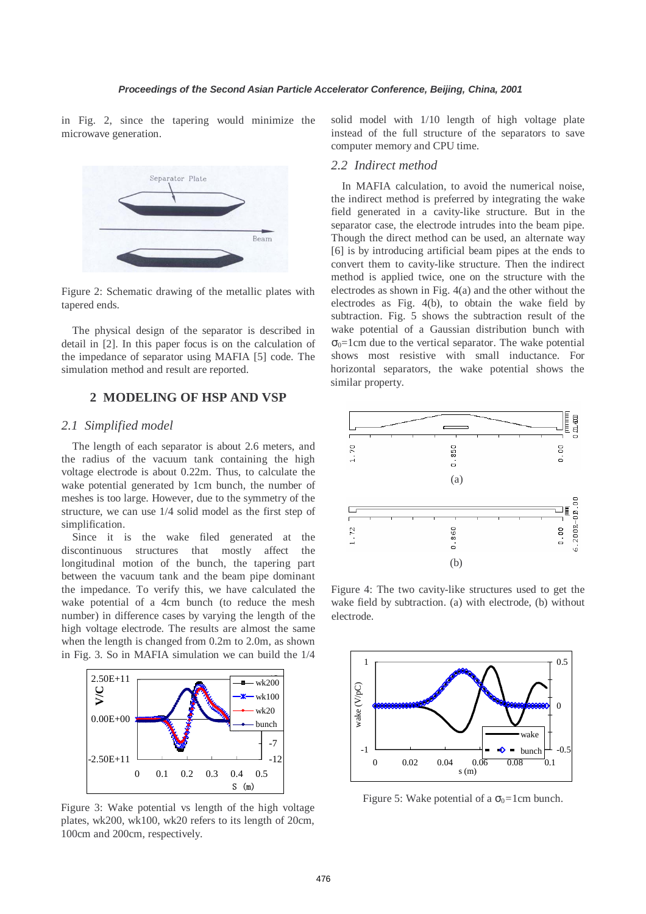in Fig. 2, since the tapering would minimize the microwave generation.

Figure 2: Schematic drawing of the metallic plates with tapered ends.

The physical design of the separator is described in detail in [2]. In this paper focus is on the calculation of the impedance of separator using MAFIA [5] code. The simulation method and result are reported.

## 2 MODELING OF HSP AND VSP

### 2.1 Simplified model

The length of each separator is about 2.6 meters, and the radius of the vacuum tank containing the high voltage electrode is about 0.22m. Thus, to calculate the wake potential generated by 1cm bunch, the number of meshes is too large. However, due to the symmetry of the structure, we can use 1/4 solid model as the first step of simplification.

Since it is the wake filed generated at the discontinuous structures that mostly affect the longitudinal motion of the bunch, the tapering part between the vacuum tank and the beam pipe dominant the impedance. To verify this, we have calculated the wake potential of a 4cm bunch (to reduce the mesh number) in difference cases by varying the length of the high voltage electrode. The results are almost the same when the length is changed from 0.2m to 2.0m, as shown in Fig. 3. So in MAFIA simulation we can build the 1/4 solid model with 1/10 length of high voltage plate instead of the full structure of the separators to save computer memory and CPU time.

Figure 3: Wake potential vs length of the high voltage plates, wk200, wk100, wk20 refers to its length of 20cm, 100cm and 200cm, respectively.

### 2.2 Indirect method

In MAFIA calculation, to avoid the numerical noise, the indirect method is preferred by integrating the wake field generated in a cavity-like structure. But in the separator case, the electrode intrudes into the beam pipe. Though the direct method can be used, an alternate way [6] is by introducing artificial beam pipes at the ends to convert them to cavity-like structure. Then the indirect method is applied twice, one on the structure with the electrodes as shown in Fig. 4(a) and the other without the electrodes as Fig. 4(b), to obtain the wake field by subtraction. Fig. 5 shows the subtraction result of the wake potential of a Gaussian distribution bunch with $\sigma_0$=1cm due to the vertical separator. The wake potential shows most resistive with small inductance. For horizontal separators, the wake potential shows the similar property.

Figure 4: The two cavity-like structures used to get the wake field by subtraction. (a) with electrode, (b) without electrode.

Figure 5: Wake potential of a $\sigma_0$=1cm bunch.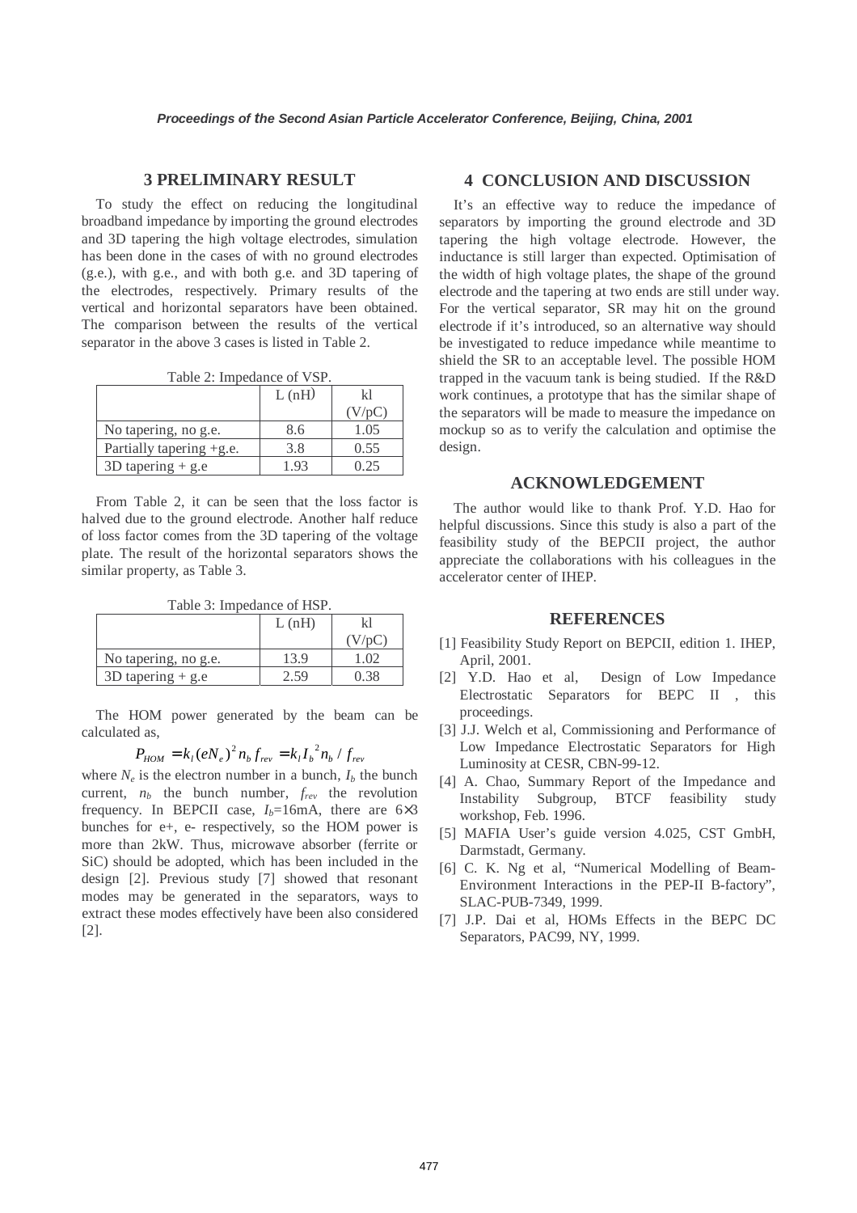## 3 PRELIMINARY RESULT

To study the effect on reducing the longitudinal broadband impedance by importing the ground electrodes and 3D tapering the high voltage electrodes, simulation has been done in the cases of with no ground electrodes (g.e.), with g.e., and with both g.e. and 3D tapering of the electrodes, respectively. Primary results of the vertical and horizontal separators have been obtained. The comparison between the results of the vertical separator in the above 3 cases is listed in Table 2.

Table 2: Impedance of VSP.

| | L (nH) | kl (V/pC) |
|---|---|---|
| No tapering, no g.e. | 8.6 | 1.05 |
| Partially tapering +g.e. | 3.8 | 0.55 |
| 3D tapering + g.e | 1.93 | 0.25 |

From Table 2, it can be seen that the loss factor is halved due to the ground electrode. Another half reduce of loss factor comes from the 3D tapering of the voltage plate. The result of the horizontal separators shows the similar property, as Table 3.

Table 3: Impedance of HSP.

| | L (nH) | kl (V/pC) |
|---|---|---|
| No tapering, no g.e. | 13.9 | 1.02 |
| 3D tapering + g.e | 2.59 | 0.38 |

The HOM power generated by the beam can be calculated as,

$$P_{HOM} = k_l (eN_e)^2 n_b f_{rev} = k_l I_b{}^2 n_b / f_{rev}$$

where $N_e$ is the electron number in a bunch, $I_b$ the bunch current, $n_b$ the bunch number, $f_{rev}$ the revolution frequency. In BEPCII case, $I_b$=16mA, there are 6×3 bunches for e+, e- respectively, so the HOM power is more than 2kW. Thus, microwave absorber (ferrite or SiC) should be adopted, which has been included in the design [2]. Previous study [7] showed that resonant modes may be generated in the separators, ways to extract these modes effectively have been also considered [2].

## 4 CONCLUSION AND DISCUSSION

It's an effective way to reduce the impedance of separators by importing the ground electrode and 3D tapering the high voltage electrode. However, the inductance is still larger than expected. Optimisation of the width of high voltage plates, the shape of the ground electrode and the tapering at two ends are still under way. For the vertical separator, SR may hit on the ground electrode if it's introduced, so an alternative way should be investigated to reduce impedance while meantime to shield the SR to an acceptable level. The possible HOM trapped in the vacuum tank is being studied. If the R&D work continues, a prototype that has the similar shape of the separators will be made to measure the impedance on mockup so as to verify the calculation and optimise the design.

## ACKNOWLEDGEMENT

The author would like to thank Prof. Y.D. Hao for helpful discussions. Since this study is also a part of the feasibility study of the BEPCII project, the author appreciate the collaborations with his colleagues in the accelerator center of IHEP.

## REFERENCES

[1] Feasibility Study Report on BEPCII, edition 1. IHEP, April, 2001.

[2] Y.D. Hao et al, Design of Low Impedance Electrostatic Separators for BEPC II , this proceedings.

[3] J.J. Welch et al, Commissioning and Performance of Low Impedance Electrostatic Separators for High Luminosity at CESR, CBN-99-12.

[4] A. Chao, Summary Report of the Impedance and Instability Subgroup, BTCF feasibility study workshop, Feb. 1996.

[5] MAFIA User's guide version 4.025, CST GmbH, Darmstadt, Germany.

[6] C. K. Ng et al, "Numerical Modelling of Beam-Environment Interactions in the PEP-II B-factory", SLAC-PUB-7349, 1999.

[7] J.P. Dai et al, HOMs Effects in the BEPC DC Separators, PAC99, NY, 1999.